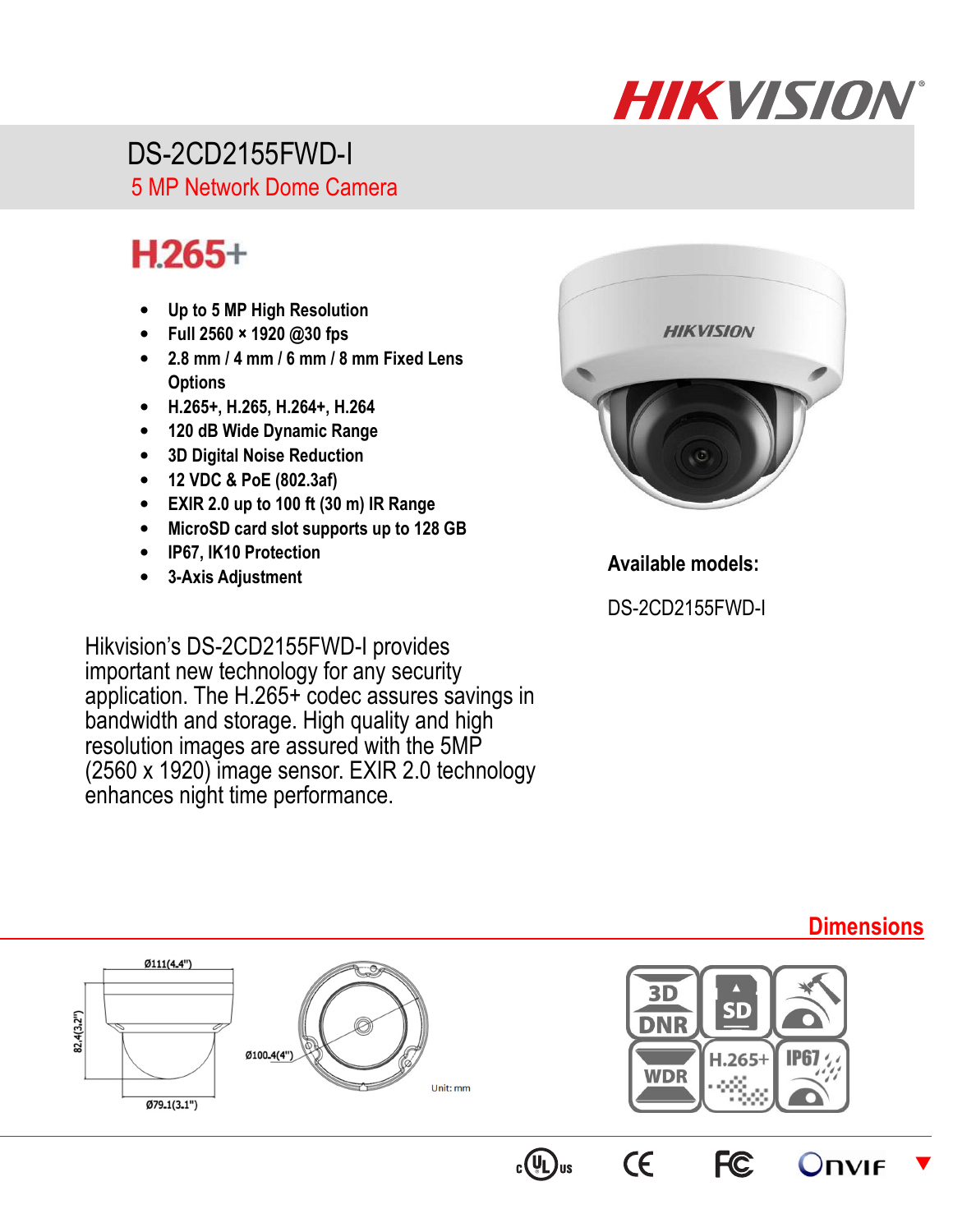# DS-2CD2155FWD-I

## 5 MP Network Dome Camera

**H.265+**

- **Up to 5 MP High Resolution**
- **Full 2560 × 1920 @30 fps**
- **2.8 mm / 4 mm / 6 mm / 8 mm Fixed Lens Options**
- **H.265+, H.265, H.264+, H.264**
- **120 dB Wide Dynamic Range**
- **3D Digital Noise Reduction**
- **12 VDC & PoE (802.3af)**
- **EXIR 2.0 up to 100 ft (30 m) IR Range**
- **MicroSD card slot supports up to 128 GB**
- **IP67, IK10 Protection**
- **3-Axis Adjustment**

**Available models:**

DS-2CD2155FWD-I

Hikvision's DS-2CD2155FWD-I provides important new technology for any security application. The H.265+ codec assures savings in bandwidth and storage. High quality and high resolution images are assured with the 5MP (2560 x 1920) image sensor. EXIR 2.0 technology enhances night time performance.

## Dimensions

Ø111(4.4")

82.4(3.2")

Ø79.1(3.1")

Ø100.4(4")

Unit: mm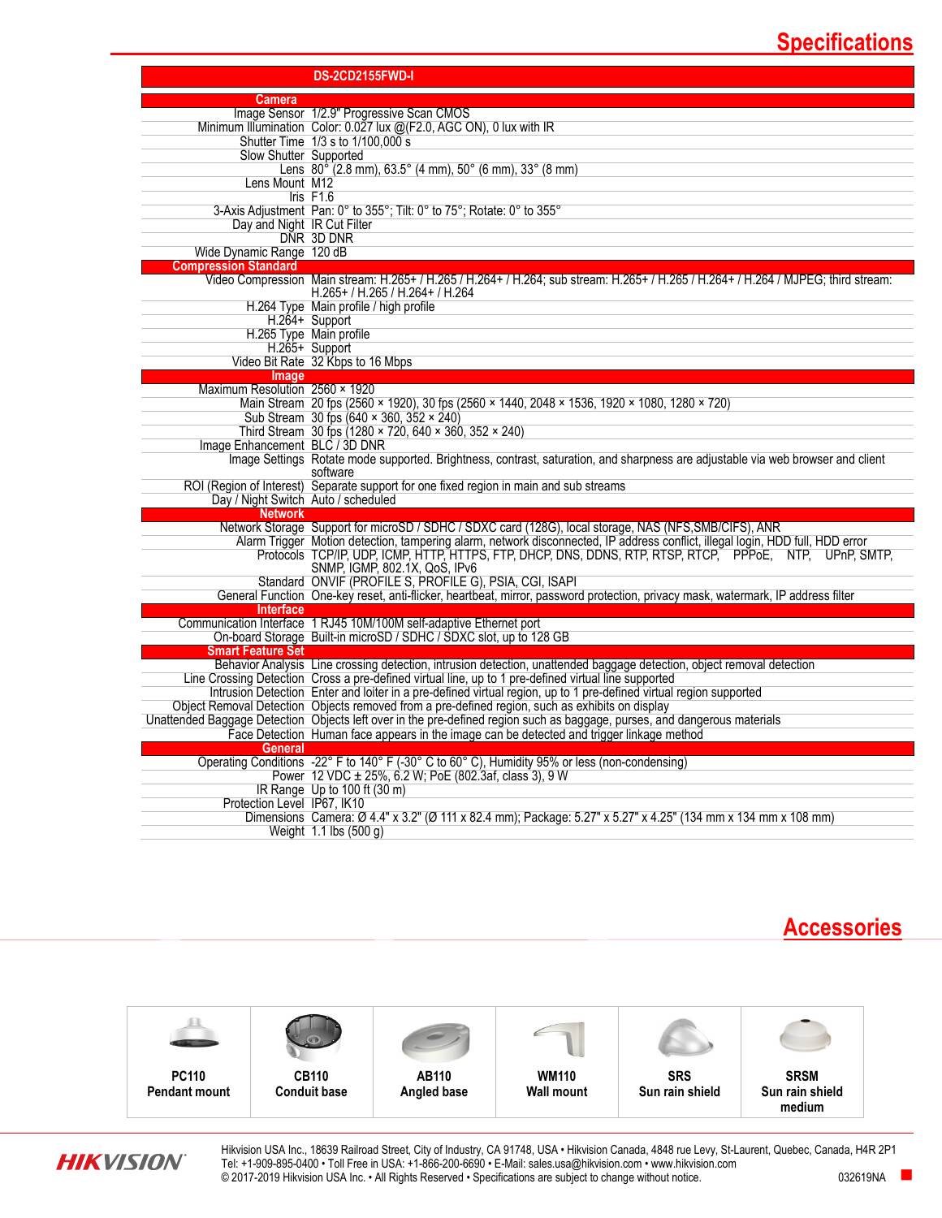# Specifications

| | DS-2CD2155FWD-I |
|---|---|
| **Camera** | |
| Image Sensor | 1/2.9" Progressive Scan CMOS |
| Minimum Illumination | Color: 0.027 lux @(F2.0, AGC ON), 0 lux with IR |
| Shutter Time | 1/3 s to 1/100,000 s |
| Slow Shutter | Supported |
| Lens | 80° (2.8 mm), 63.5° (4 mm), 50° (6 mm), 33° (8 mm) |
| Lens Mount | M12 |
| Iris | F1.6 |
| 3-Axis Adjustment | Pan: 0° to 355°; Tilt: 0° to 75°; Rotate: 0° to 355° |
| Day and Night | IR Cut Filter |
| DNR | 3D DNR |
| Wide Dynamic Range | 120 dB |
| **Compression Standard** | |
| Video Compression | Main stream: H.265+ / H.265 / H.264+ / H.264; sub stream: H.265+ / H.265 / H.264+ / H.264 / MJPEG; third stream: H.265+ / H.265 / H.264+ / H.264 |
| H.264 Type | Main profile / high profile |
| H.264+ | Support |
| H.265 Type | Main profile |
| H.265+ | Support |
| Video Bit Rate | 32 Kbps to 16 Mbps |
| **Image** | |
| Maximum Resolution | 2560 × 1920 |
| Main Stream | 20 fps (2560 × 1920), 30 fps (2560 × 1440, 2048 × 1536, 1920 × 1080, 1280 × 720) |
| Sub Stream | 30 fps (640 × 360, 352 × 240) |
| Third Stream | 30 fps (1280 × 720, 640 × 360, 352 × 240) |
| Image Enhancement | BLC / 3D DNR |
| Image Settings | Rotate mode supported. Brightness, contrast, saturation, and sharpness are adjustable via web browser and client software |
| ROI (Region of Interest) | Separate support for one fixed region in main and sub streams |
| Day / Night Switch | Auto / scheduled |
| **Network** | |
| Network Storage | Support for microSD / SDHC / SDXC card (128G), local storage, NAS (NFS,SMB/CIFS), ANR |
| Alarm Trigger | Motion detection, tampering alarm, network disconnected, IP address conflict, illegal login, HDD full, HDD error |
| Protocols | TCP/IP, UDP, ICMP, HTTP, HTTPS, FTP, DHCP, DNS, DDNS, RTP, RTSP, RTCP, PPPoE, NTP, UPnP, SMTP, SNMP, IGMP, 802.1X, QoS, IPv6 |
| Standard | ONVIF (PROFILE S, PROFILE G), PSIA, CGI, ISAPI |
| General Function | One-key reset, anti-flicker, heartbeat, mirror, password protection, privacy mask, watermark, IP address filter |
| **Interface** | |
| Communication Interface | 1 RJ45 10M/100M self-adaptive Ethernet port |
| On-board Storage | Built-in microSD / SDHC / SDXC slot, up to 128 GB |
| **Smart Feature Set** | |
| Behavior Analysis | Line crossing detection, intrusion detection, unattended baggage detection, object removal detection |
| Line Crossing Detection | Cross a pre-defined virtual line, up to 1 pre-defined virtual line supported |
| Intrusion Detection | Enter and loiter in a pre-defined virtual region, up to 1 pre-defined virtual region supported |
| Object Removal Detection | Objects removed from a pre-defined region, such as exhibits on display |
| Unattended Baggage Detection | Objects left over in the pre-defined region such as baggage, purses, and dangerous materials |
| Face Detection | Human face appears in the image can be detected and trigger linkage method |
| **General** | |
| Operating Conditions | -22° F to 140° F (-30° C to 60° C), Humidity 95% or less (non-condensing) |
| Power | 12 VDC ± 25%, 6.2 W; PoE (802.3af, class 3), 9 W |
| IR Range | Up to 100 ft (30 m) |
| Protection Level | IP67, IK10 |
| Dimensions | Camera: Ø 4.4" x 3.2" (Ø 111 x 82.4 mm); Package: 5.27" x 5.27" x 4.25" (134 mm x 134 mm x 108 mm) |
| Weight | 1.1 lbs (500 g) |

# Accessories

| PC110 Pendant mount | CB110 Conduit base | AB110 Angled base | WM110 Wall mount | SRS Sun rain shield | SRSM Sun rain shield medium |
|---|---|---|---|---|---|

HIKVISION

Hikvision USA Inc., 18639 Railroad Street, City of Industry, CA 91748, USA • Hikvision Canada, 4848 rue Levy, St-Laurent, Quebec, Canada, H4R 2P1
Tel: +1-909-895-0400 • Toll Free in USA: +1-866-200-6690 • E-Mail: sales.usa@hikvision.com • www.hikvision.com
© 2017-2019 Hikvision USA Inc. • All Rights Reserved • Specifications are subject to change without notice.

032619NA